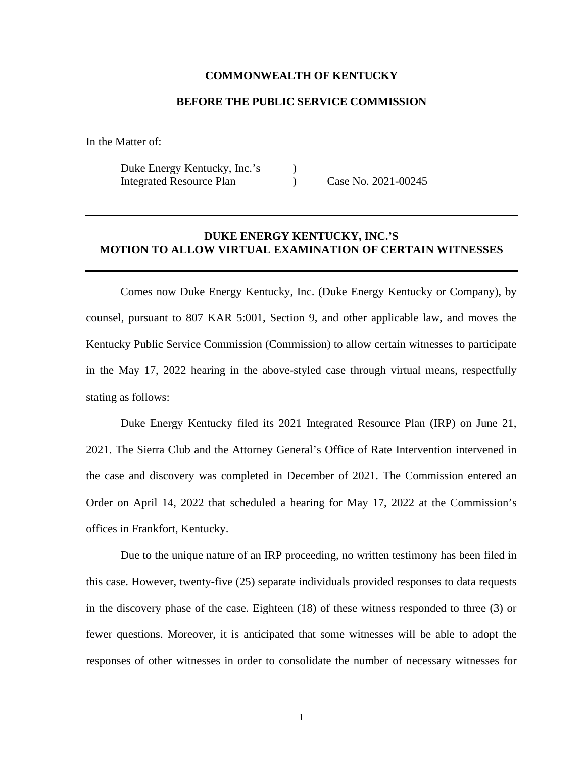**COMMONWEALTH OF KENTUCKY**

**BEFORE THE PUBLIC SERVICE COMMISSION**

In the Matter of:

| | | |
|---|---|---|
| Duke Energy Kentucky, Inc.'s | ) | |
| Integrated Resource Plan | ) | Case No. 2021-00245 |

---

**DUKE ENERGY KENTUCKY, INC.'S**
**MOTION TO ALLOW VIRTUAL EXAMINATION OF CERTAIN WITNESSES**

---

Comes now Duke Energy Kentucky, Inc. (Duke Energy Kentucky or Company), by counsel, pursuant to 807 KAR 5:001, Section 9, and other applicable law, and moves the Kentucky Public Service Commission (Commission) to allow certain witnesses to participate in the May 17, 2022 hearing in the above-styled case through virtual means, respectfully stating as follows:

Duke Energy Kentucky filed its 2021 Integrated Resource Plan (IRP) on June 21, 2021. The Sierra Club and the Attorney General's Office of Rate Intervention intervened in the case and discovery was completed in December of 2021. The Commission entered an Order on April 14, 2022 that scheduled a hearing for May 17, 2022 at the Commission's offices in Frankfort, Kentucky.

Due to the unique nature of an IRP proceeding, no written testimony has been filed in this case. However, twenty-five (25) separate individuals provided responses to data requests in the discovery phase of the case. Eighteen (18) of these witness responded to three (3) or fewer questions. Moreover, it is anticipated that some witnesses will be able to adopt the responses of other witnesses in order to consolidate the number of necessary witnesses for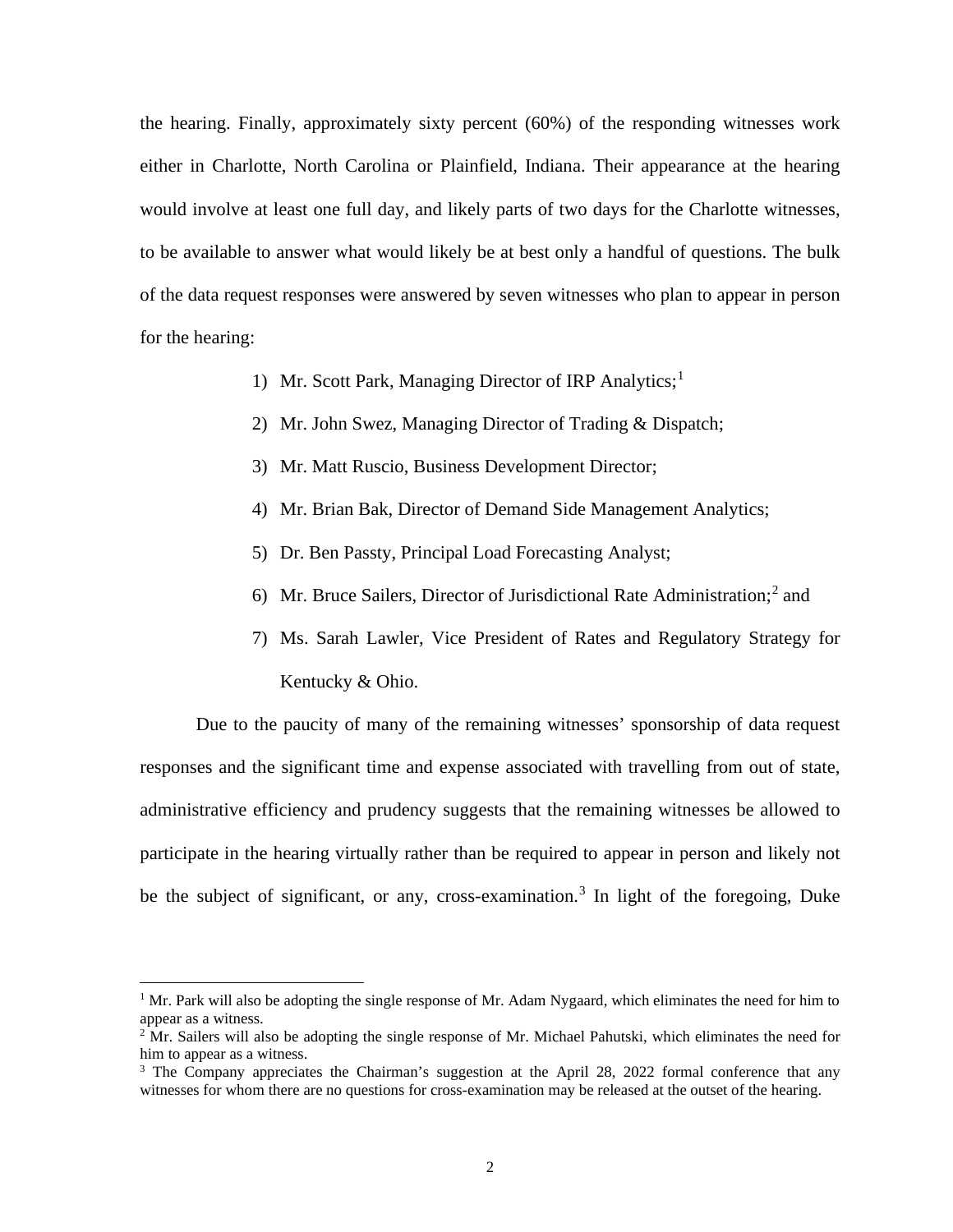the hearing. Finally, approximately sixty percent (60%) of the responding witnesses work either in Charlotte, North Carolina or Plainfield, Indiana. Their appearance at the hearing would involve at least one full day, and likely parts of two days for the Charlotte witnesses, to be available to answer what would likely be at best only a handful of questions. The bulk of the data request responses were answered by seven witnesses who plan to appear in person for the hearing:

1) Mr. Scott Park, Managing Director of IRP Analytics;[1]
2) Mr. John Swez, Managing Director of Trading & Dispatch;
3) Mr. Matt Ruscio, Business Development Director;
4) Mr. Brian Bak, Director of Demand Side Management Analytics;
5) Dr. Ben Passty, Principal Load Forecasting Analyst;
6) Mr. Bruce Sailers, Director of Jurisdictional Rate Administration;[2] and
7) Ms. Sarah Lawler, Vice President of Rates and Regulatory Strategy for Kentucky & Ohio.

Due to the paucity of many of the remaining witnesses' sponsorship of data request responses and the significant time and expense associated with travelling from out of state, administrative efficiency and prudency suggests that the remaining witnesses be allowed to participate in the hearing virtually rather than be required to appear in person and likely not be the subject of significant, or any, cross-examination.[3] In light of the foregoing, Duke

---

[1] Mr. Park will also be adopting the single response of Mr. Adam Nygaard, which eliminates the need for him to appear as a witness.

[2] Mr. Sailers will also be adopting the single response of Mr. Michael Pahutski, which eliminates the need for him to appear as a witness.

[3] The Company appreciates the Chairman's suggestion at the April 28, 2022 formal conference that any witnesses for whom there are no questions for cross-examination may be released at the outset of the hearing.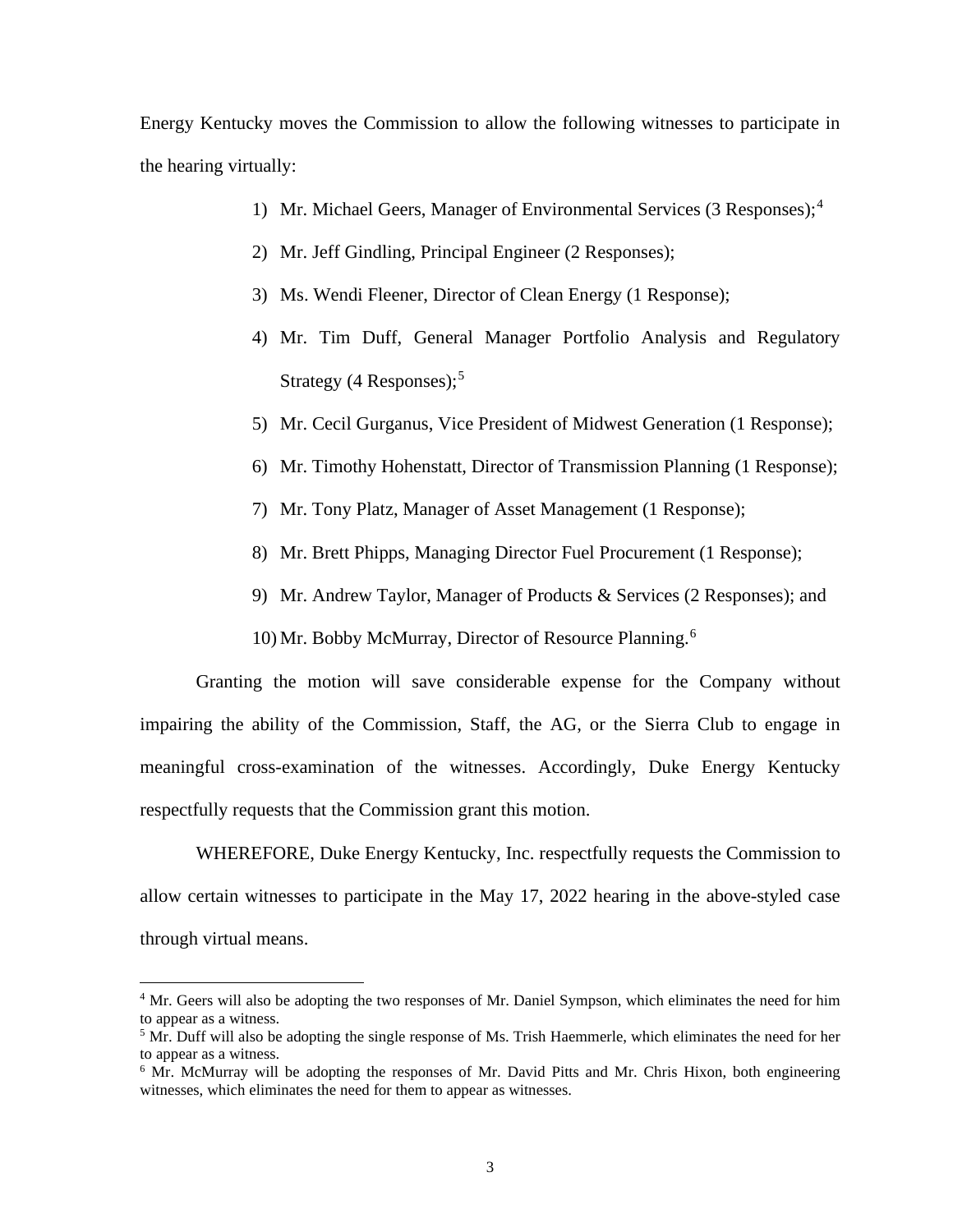Energy Kentucky moves the Commission to allow the following witnesses to participate in the hearing virtually:

1) Mr. Michael Geers, Manager of Environmental Services (3 Responses);[4]
2) Mr. Jeff Gindling, Principal Engineer (2 Responses);
3) Ms. Wendi Fleener, Director of Clean Energy (1 Response);
4) Mr. Tim Duff, General Manager Portfolio Analysis and Regulatory Strategy (4 Responses);[5]
5) Mr. Cecil Gurganus, Vice President of Midwest Generation (1 Response);
6) Mr. Timothy Hohenstatt, Director of Transmission Planning (1 Response);
7) Mr. Tony Platz, Manager of Asset Management (1 Response);
8) Mr. Brett Phipps, Managing Director Fuel Procurement (1 Response);
9) Mr. Andrew Taylor, Manager of Products & Services (2 Responses); and
10) Mr. Bobby McMurray, Director of Resource Planning.[6]

Granting the motion will save considerable expense for the Company without impairing the ability of the Commission, Staff, the AG, or the Sierra Club to engage in meaningful cross-examination of the witnesses. Accordingly, Duke Energy Kentucky respectfully requests that the Commission grant this motion.

WHEREFORE, Duke Energy Kentucky, Inc. respectfully requests the Commission to allow certain witnesses to participate in the May 17, 2022 hearing in the above-styled case through virtual means.

---

[4] Mr. Geers will also be adopting the two responses of Mr. Daniel Sympson, which eliminates the need for him to appear as a witness.

[5] Mr. Duff will also be adopting the single response of Ms. Trish Haemmerle, which eliminates the need for her to appear as a witness.

[6] Mr. McMurray will be adopting the responses of Mr. David Pitts and Mr. Chris Hixon, both engineering witnesses, which eliminates the need for them to appear as witnesses.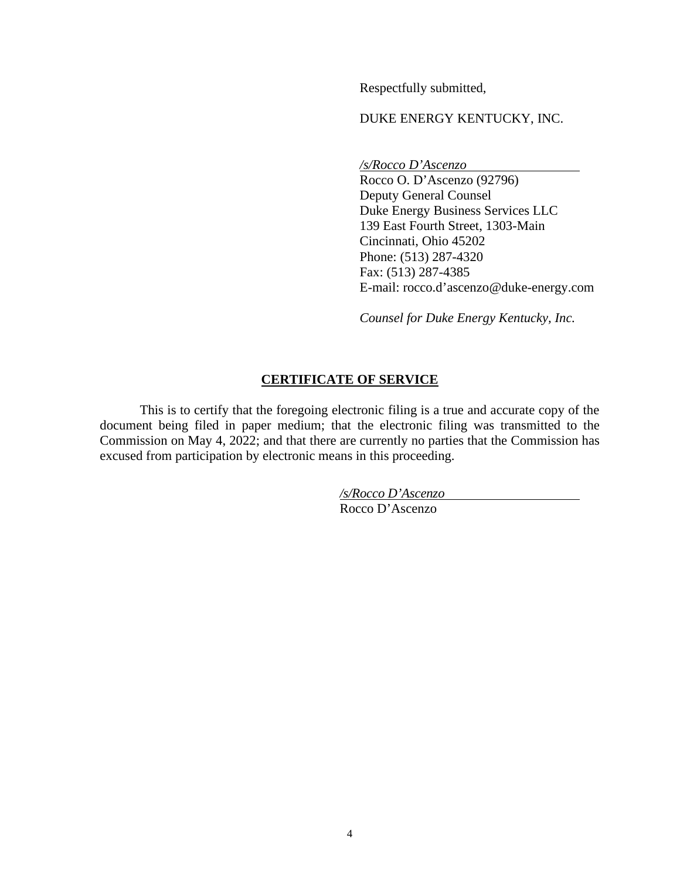Respectfully submitted,

DUKE ENERGY KENTUCKY, INC.

*/s/Rocco D'Ascenzo*
Rocco O. D'Ascenzo (92796)
Deputy General Counsel
Duke Energy Business Services LLC
139 East Fourth Street, 1303-Main
Cincinnati, Ohio 45202
Phone: (513) 287-4320
Fax: (513) 287-4385
E-mail: rocco.d'ascenzo@duke-energy.com

*Counsel for Duke Energy Kentucky, Inc.*

## CERTIFICATE OF SERVICE

This is to certify that the foregoing electronic filing is a true and accurate copy of the document being filed in paper medium; that the electronic filing was transmitted to the Commission on May 4, 2022; and that there are currently no parties that the Commission has excused from participation by electronic means in this proceeding.

*/s/Rocco D'Ascenzo*
Rocco D'Ascenzo